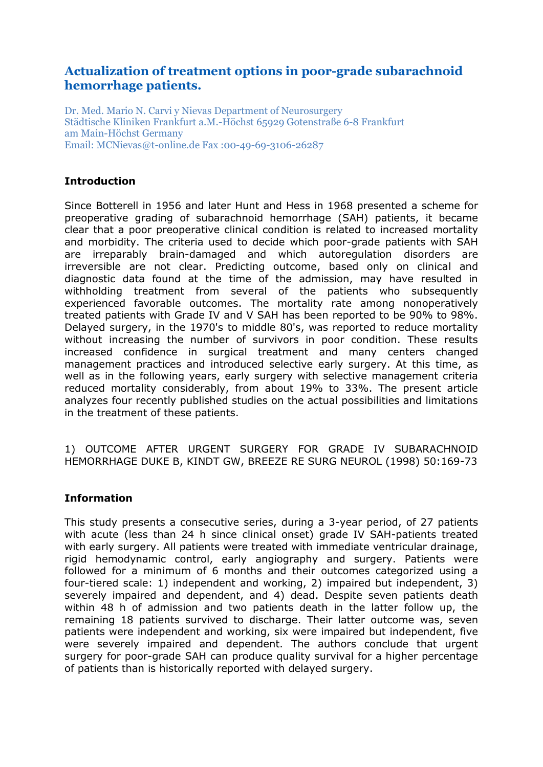# Actualization of treatment options in poor-grade subarachnoid hemorrhage patients.

Dr. Med. Mario N. Carvi y Nievas Department of Neurosurgery
Städtische Kliniken Frankfurt a.M.-Höchst 65929 Gotenstraße 6-8 Frankfurt am Main-Höchst Germany
Email: MCNievas@t-online.de Fax :00-49-69-3106-26287

## Introduction

Since Botterell in 1956 and later Hunt and Hess in 1968 presented a scheme for preoperative grading of subarachnoid hemorrhage (SAH) patients, it became clear that a poor preoperative clinical condition is related to increased mortality and morbidity. The criteria used to decide which poor-grade patients with SAH are irreparably brain-damaged and which autoregulation disorders are irreversible are not clear. Predicting outcome, based only on clinical and diagnostic data found at the time of the admission, may have resulted in withholding treatment from several of the patients who subsequently experienced favorable outcomes. The mortality rate among nonoperatively treated patients with Grade IV and V SAH has been reported to be 90% to 98%. Delayed surgery, in the 1970's to middle 80's, was reported to reduce mortality without increasing the number of survivors in poor condition. These results increased confidence in surgical treatment and many centers changed management practices and introduced selective early surgery. At this time, as well as in the following years, early surgery with selective management criteria reduced mortality considerably, from about 19% to 33%. The present article analyzes four recently published studies on the actual possibilities and limitations in the treatment of these patients.

1) OUTCOME AFTER URGENT SURGERY FOR GRADE IV SUBARACHNOID HEMORRHAGE DUKE B, KINDT GW, BREEZE RE SURG NEUROL (1998) 50:169-73

## Information

This study presents a consecutive series, during a 3-year period, of 27 patients with acute (less than 24 h since clinical onset) grade IV SAH-patients treated with early surgery. All patients were treated with immediate ventricular drainage, rigid hemodynamic control, early angiography and surgery. Patients were followed for a minimum of 6 months and their outcomes categorized using a four-tiered scale: 1) independent and working, 2) impaired but independent, 3) severely impaired and dependent, and 4) dead. Despite seven patients death within 48 h of admission and two patients death in the latter follow up, the remaining 18 patients survived to discharge. Their latter outcome was, seven patients were independent and working, six were impaired but independent, five were severely impaired and dependent. The authors conclude that urgent surgery for poor-grade SAH can produce quality survival for a higher percentage of patients than is historically reported with delayed surgery.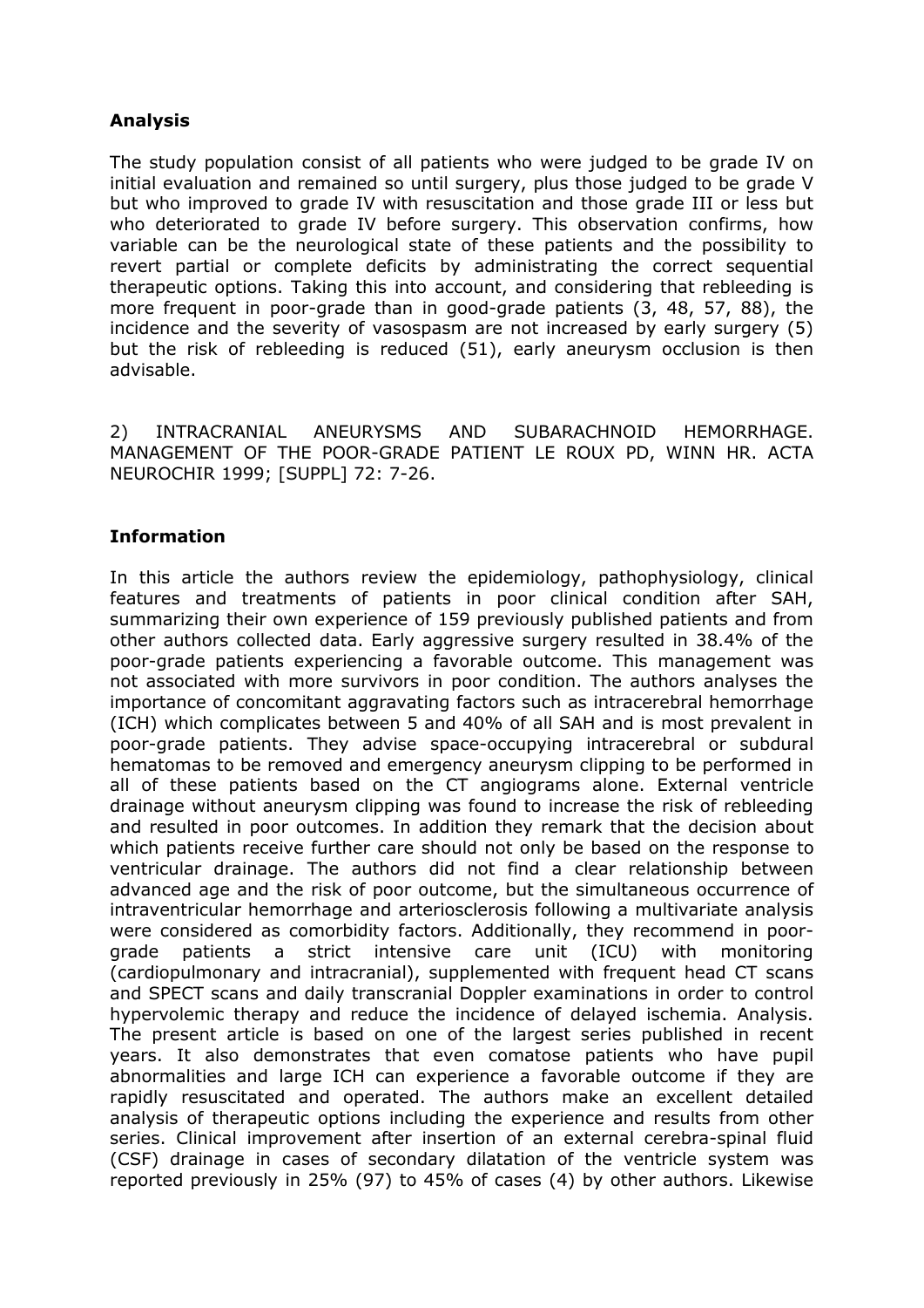### Analysis

The study population consist of all patients who were judged to be grade IV on initial evaluation and remained so until surgery, plus those judged to be grade V but who improved to grade IV with resuscitation and those grade III or less but who deteriorated to grade IV before surgery. This observation confirms, how variable can be the neurological state of these patients and the possibility to revert partial or complete deficits by administrating the correct sequential therapeutic options. Taking this into account, and considering that rebleeding is more frequent in poor-grade than in good-grade patients (3, 48, 57, 88), the incidence and the severity of vasospasm are not increased by early surgery (5) but the risk of rebleeding is reduced (51), early aneurysm occlusion is then advisable.

2) INTRACRANIAL ANEURYSMS AND SUBARACHNOID HEMORRHAGE. MANAGEMENT OF THE POOR-GRADE PATIENT LE ROUX PD, WINN HR. ACTA NEUROCHIR 1999; [SUPPL] 72: 7-26.

### Information

In this article the authors review the epidemiology, pathophysiology, clinical features and treatments of patients in poor clinical condition after SAH, summarizing their own experience of 159 previously published patients and from other authors collected data. Early aggressive surgery resulted in 38.4% of the poor-grade patients experiencing a favorable outcome. This management was not associated with more survivors in poor condition. The authors analyses the importance of concomitant aggravating factors such as intracerebral hemorrhage (ICH) which complicates between 5 and 40% of all SAH and is most prevalent in poor-grade patients. They advise space-occupying intracerebral or subdural hematomas to be removed and emergency aneurysm clipping to be performed in all of these patients based on the CT angiograms alone. External ventricle drainage without aneurysm clipping was found to increase the risk of rebleeding and resulted in poor outcomes. In addition they remark that the decision about which patients receive further care should not only be based on the response to ventricular drainage. The authors did not find a clear relationship between advanced age and the risk of poor outcome, but the simultaneous occurrence of intraventricular hemorrhage and arteriosclerosis following a multivariate analysis were considered as comorbidity factors. Additionally, they recommend in poor-grade patients a strict intensive care unit (ICU) with monitoring (cardiopulmonary and intracranial), supplemented with frequent head CT scans and SPECT scans and daily transcranial Doppler examinations in order to control hypervolemic therapy and reduce the incidence of delayed ischemia. Analysis. The present article is based on one of the largest series published in recent years. It also demonstrates that even comatose patients who have pupil abnormalities and large ICH can experience a favorable outcome if they are rapidly resuscitated and operated. The authors make an excellent detailed analysis of therapeutic options including the experience and results from other series. Clinical improvement after insertion of an external cerebra-spinal fluid (CSF) drainage in cases of secondary dilatation of the ventricle system was reported previously in 25% (97) to 45% of cases (4) by other authors. Likewise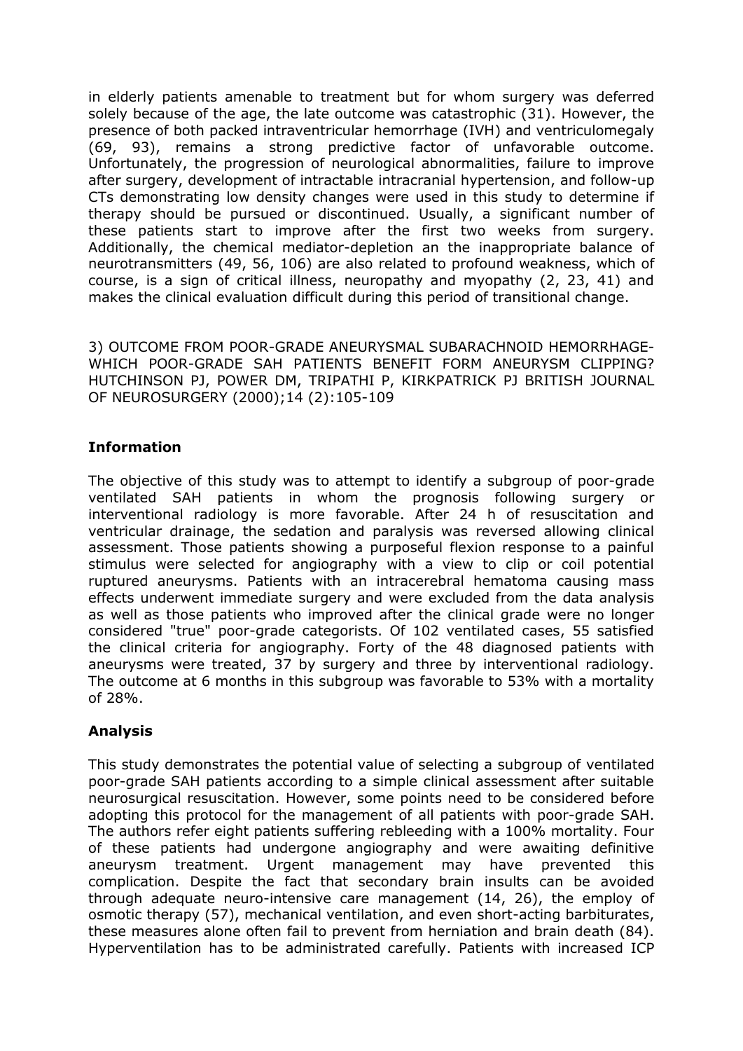in elderly patients amenable to treatment but for whom surgery was deferred solely because of the age, the late outcome was catastrophic (31). However, the presence of both packed intraventricular hemorrhage (IVH) and ventriculomegaly (69, 93), remains a strong predictive factor of unfavorable outcome. Unfortunately, the progression of neurological abnormalities, failure to improve after surgery, development of intractable intracranial hypertension, and follow-up CTs demonstrating low density changes were used in this study to determine if therapy should be pursued or discontinued. Usually, a significant number of these patients start to improve after the first two weeks from surgery. Additionally, the chemical mediator-depletion an the inappropriate balance of neurotransmitters (49, 56, 106) are also related to profound weakness, which of course, is a sign of critical illness, neuropathy and myopathy (2, 23, 41) and makes the clinical evaluation difficult during this period of transitional change.

3) OUTCOME FROM POOR-GRADE ANEURYSMAL SUBARACHNOID HEMORRHAGE- WHICH POOR-GRADE SAH PATIENTS BENEFIT FORM ANEURYSM CLIPPING? HUTCHINSON PJ, POWER DM, TRIPATHI P, KIRKPATRICK PJ BRITISH JOURNAL OF NEUROSURGERY (2000);14 (2):105-109

**Information**

The objective of this study was to attempt to identify a subgroup of poor-grade ventilated SAH patients in whom the prognosis following surgery or interventional radiology is more favorable. After 24 h of resuscitation and ventricular drainage, the sedation and paralysis was reversed allowing clinical assessment. Those patients showing a purposeful flexion response to a painful stimulus were selected for angiography with a view to clip or coil potential ruptured aneurysms. Patients with an intracerebral hematoma causing mass effects underwent immediate surgery and were excluded from the data analysis as well as those patients who improved after the clinical grade were no longer considered "true" poor-grade categorists. Of 102 ventilated cases, 55 satisfied the clinical criteria for angiography. Forty of the 48 diagnosed patients with aneurysms were treated, 37 by surgery and three by interventional radiology. The outcome at 6 months in this subgroup was favorable to 53% with a mortality of 28%.

**Analysis**

This study demonstrates the potential value of selecting a subgroup of ventilated poor-grade SAH patients according to a simple clinical assessment after suitable neurosurgical resuscitation. However, some points need to be considered before adopting this protocol for the management of all patients with poor-grade SAH. The authors refer eight patients suffering rebleeding with a 100% mortality. Four of these patients had undergone angiography and were awaiting definitive aneurysm treatment. Urgent management may have prevented this complication. Despite the fact that secondary brain insults can be avoided through adequate neuro-intensive care management (14, 26), the employ of osmotic therapy (57), mechanical ventilation, and even short-acting barbiturates, these measures alone often fail to prevent from herniation and brain death (84). Hyperventilation has to be administrated carefully. Patients with increased ICP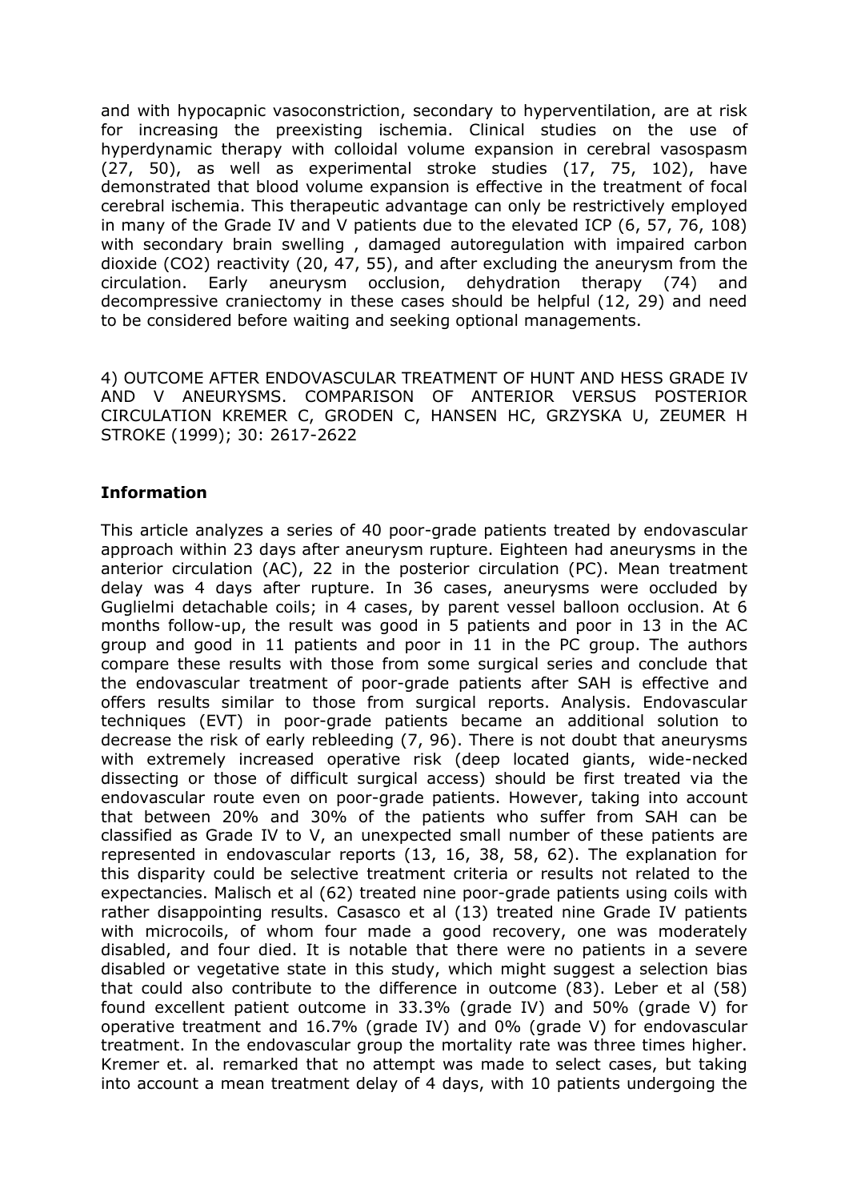and with hypocapnic vasoconstriction, secondary to hyperventilation, are at risk for increasing the preexisting ischemia. Clinical studies on the use of hyperdynamic therapy with colloidal volume expansion in cerebral vasospasm (27, 50), as well as experimental stroke studies (17, 75, 102), have demonstrated that blood volume expansion is effective in the treatment of focal cerebral ischemia. This therapeutic advantage can only be restrictively employed in many of the Grade IV and V patients due to the elevated ICP (6, 57, 76, 108) with secondary brain swelling , damaged autoregulation with impaired carbon dioxide ($CO_2$) reactivity (20, 47, 55), and after excluding the aneurysm from the circulation. Early aneurysm occlusion, dehydration therapy (74) and decompressive craniectomy in these cases should be helpful (12, 29) and need to be considered before waiting and seeking optional managements.

4) OUTCOME AFTER ENDOVASCULAR TREATMENT OF HUNT AND HESS GRADE IV AND V ANEURYSMS. COMPARISON OF ANTERIOR VERSUS POSTERIOR CIRCULATION KREMER C, GRODEN C, HANSEN HC, GRZYSKA U, ZEUMER H STROKE (1999); 30: 2617-2622

**Information**

This article analyzes a series of 40 poor-grade patients treated by endovascular approach within 23 days after aneurysm rupture. Eighteen had aneurysms in the anterior circulation (AC), 22 in the posterior circulation (PC). Mean treatment delay was 4 days after rupture. In 36 cases, aneurysms were occluded by Guglielmi detachable coils; in 4 cases, by parent vessel balloon occlusion. At 6 months follow-up, the result was good in 5 patients and poor in 13 in the AC group and good in 11 patients and poor in 11 in the PC group. The authors compare these results with those from some surgical series and conclude that the endovascular treatment of poor-grade patients after SAH is effective and offers results similar to those from surgical reports. Analysis. Endovascular techniques (EVT) in poor-grade patients became an additional solution to decrease the risk of early rebleeding (7, 96). There is not doubt that aneurysms with extremely increased operative risk (deep located giants, wide-necked dissecting or those of difficult surgical access) should be first treated via the endovascular route even on poor-grade patients. However, taking into account that between 20% and 30% of the patients who suffer from SAH can be classified as Grade IV to V, an unexpected small number of these patients are represented in endovascular reports (13, 16, 38, 58, 62). The explanation for this disparity could be selective treatment criteria or results not related to the expectancies. Malisch et al (62) treated nine poor-grade patients using coils with rather disappointing results. Casasco et al (13) treated nine Grade IV patients with microcoils, of whom four made a good recovery, one was moderately disabled, and four died. It is notable that there were no patients in a severe disabled or vegetative state in this study, which might suggest a selection bias that could also contribute to the difference in outcome (83). Leber et al (58) found excellent patient outcome in 33.3% (grade IV) and 50% (grade V) for operative treatment and 16.7% (grade IV) and 0% (grade V) for endovascular treatment. In the endovascular group the mortality rate was three times higher. Kremer et. al. remarked that no attempt was made to select cases, but taking into account a mean treatment delay of 4 days, with 10 patients undergoing the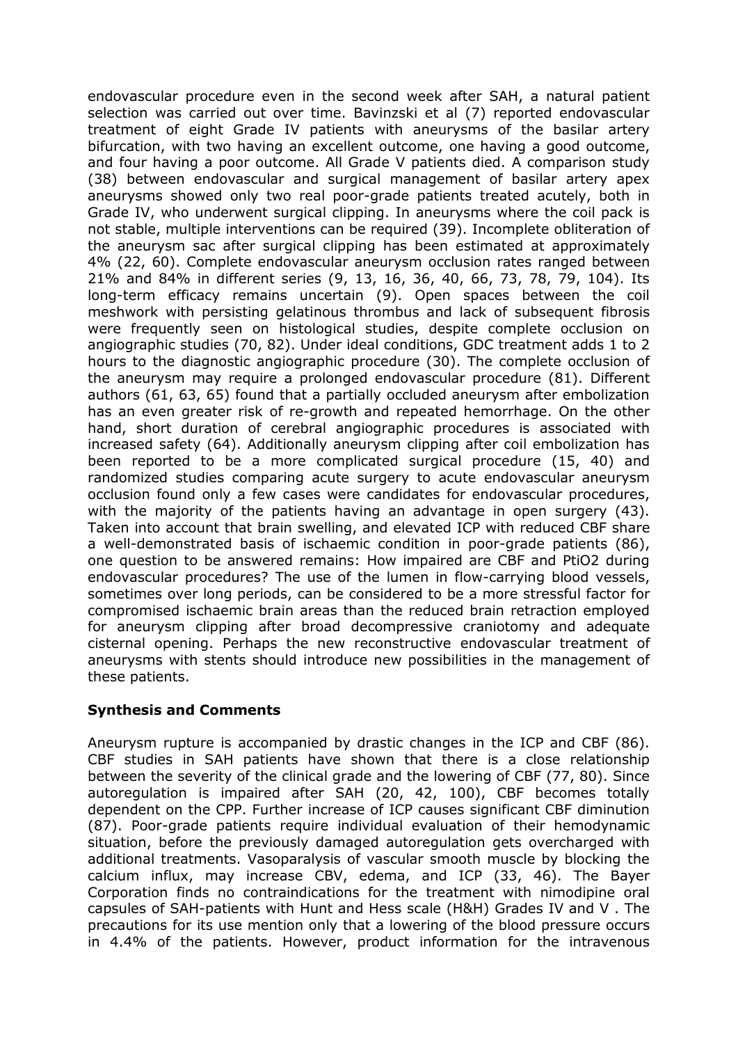endovascular procedure even in the second week after SAH, a natural patient selection was carried out over time. Bavinzski et al (7) reported endovascular treatment of eight Grade IV patients with aneurysms of the basilar artery bifurcation, with two having an excellent outcome, one having a good outcome, and four having a poor outcome. All Grade V patients died. A comparison study (38) between endovascular and surgical management of basilar artery apex aneurysms showed only two real poor-grade patients treated acutely, both in Grade IV, who underwent surgical clipping. In aneurysms where the coil pack is not stable, multiple interventions can be required (39). Incomplete obliteration of the aneurysm sac after surgical clipping has been estimated at approximately 4% (22, 60). Complete endovascular aneurysm occlusion rates ranged between 21% and 84% in different series (9, 13, 16, 36, 40, 66, 73, 78, 79, 104). Its long-term efficacy remains uncertain (9). Open spaces between the coil meshwork with persisting gelatinous thrombus and lack of subsequent fibrosis were frequently seen on histological studies, despite complete occlusion on angiographic studies (70, 82). Under ideal conditions, GDC treatment adds 1 to 2 hours to the diagnostic angiographic procedure (30). The complete occlusion of the aneurysm may require a prolonged endovascular procedure (81). Different authors (61, 63, 65) found that a partially occluded aneurysm after embolization has an even greater risk of re-growth and repeated hemorrhage. On the other hand, short duration of cerebral angiographic procedures is associated with increased safety (64). Additionally aneurysm clipping after coil embolization has been reported to be a more complicated surgical procedure (15, 40) and randomized studies comparing acute surgery to acute endovascular aneurysm occlusion found only a few cases were candidates for endovascular procedures, with the majority of the patients having an advantage in open surgery (43). Taken into account that brain swelling, and elevated ICP with reduced CBF share a well-demonstrated basis of ischaemic condition in poor-grade patients (86), one question to be answered remains: How impaired are CBF and PtiO2 during endovascular procedures? The use of the lumen in flow-carrying blood vessels, sometimes over long periods, can be considered to be a more stressful factor for compromised ischaemic brain areas than the reduced brain retraction employed for aneurysm clipping after broad decompressive craniotomy and adequate cisternal opening. Perhaps the new reconstructive endovascular treatment of aneurysms with stents should introduce new possibilities in the management of these patients.

## Synthesis and Comments

Aneurysm rupture is accompanied by drastic changes in the ICP and CBF (86). CBF studies in SAH patients have shown that there is a close relationship between the severity of the clinical grade and the lowering of CBF (77, 80). Since autoregulation is impaired after SAH (20, 42, 100), CBF becomes totally dependent on the CPP. Further increase of ICP causes significant CBF diminution (87). Poor-grade patients require individual evaluation of their hemodynamic situation, before the previously damaged autoregulation gets overcharged with additional treatments. Vasoparalysis of vascular smooth muscle by blocking the calcium influx, may increase CBV, edema, and ICP (33, 46). The Bayer Corporation finds no contraindications for the treatment with nimodipine oral capsules of SAH-patients with Hunt and Hess scale (H&H) Grades IV and V . The precautions for its use mention only that a lowering of the blood pressure occurs in 4.4% of the patients. However, product information for the intravenous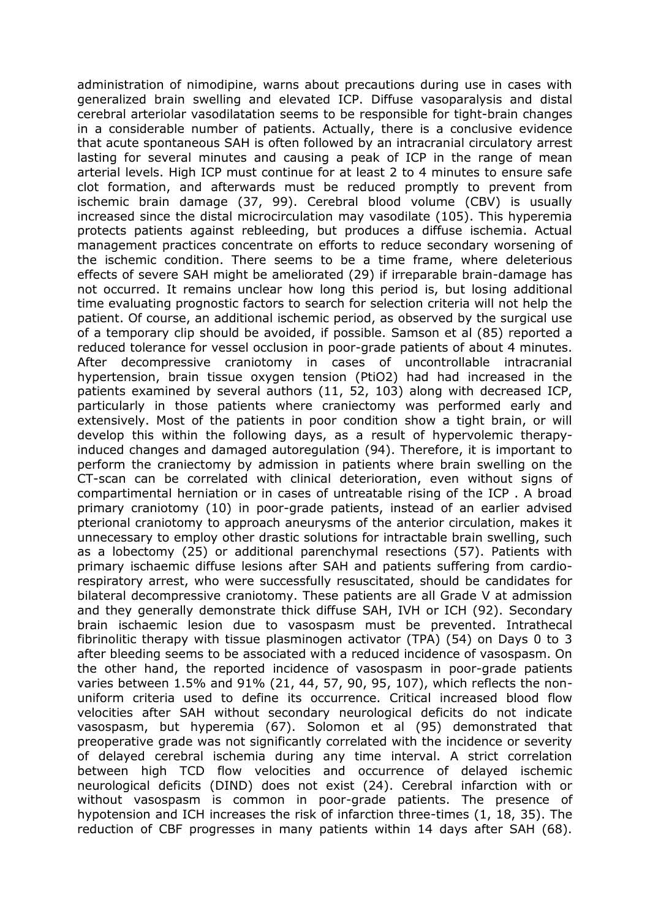administration of nimodipine, warns about precautions during use in cases with generalized brain swelling and elevated ICP. Diffuse vasoparalysis and distal cerebral arteriolar vasodilatation seems to be responsible for tight-brain changes in a considerable number of patients. Actually, there is a conclusive evidence that acute spontaneous SAH is often followed by an intracranial circulatory arrest lasting for several minutes and causing a peak of ICP in the range of mean arterial levels. High ICP must continue for at least 2 to 4 minutes to ensure safe clot formation, and afterwards must be reduced promptly to prevent from ischemic brain damage (37, 99). Cerebral blood volume (CBV) is usually increased since the distal microcirculation may vasodilate (105). This hyperemia protects patients against rebleeding, but produces a diffuse ischemia. Actual management practices concentrate on efforts to reduce secondary worsening of the ischemic condition. There seems to be a time frame, where deleterious effects of severe SAH might be ameliorated (29) if irreparable brain-damage has not occurred. It remains unclear how long this period is, but losing additional time evaluating prognostic factors to search for selection criteria will not help the patient. Of course, an additional ischemic period, as observed by the surgical use of a temporary clip should be avoided, if possible. Samson et al (85) reported a reduced tolerance for vessel occlusion in poor-grade patients of about 4 minutes. After decompressive craniotomy in cases of uncontrollable intracranial hypertension, brain tissue oxygen tension (PtiO2) had had increased in the patients examined by several authors (11, 52, 103) along with decreased ICP, particularly in those patients where craniectomy was performed early and extensively. Most of the patients in poor condition show a tight brain, or will develop this within the following days, as a result of hypervolemic therapy-induced changes and damaged autoregulation (94). Therefore, it is important to perform the craniectomy by admission in patients where brain swelling on the CT-scan can be correlated with clinical deterioration, even without signs of compartimental herniation or in cases of untreatable rising of the ICP . A broad primary craniotomy (10) in poor-grade patients, instead of an earlier advised pterional craniotomy to approach aneurysms of the anterior circulation, makes it unnecessary to employ other drastic solutions for intractable brain swelling, such as a lobectomy (25) or additional parenchymal resections (57). Patients with primary ischaemic diffuse lesions after SAH and patients suffering from cardio-respiratory arrest, who were successfully resuscitated, should be candidates for bilateral decompressive craniotomy. These patients are all Grade V at admission and they generally demonstrate thick diffuse SAH, IVH or ICH (92). Secondary brain ischaemic lesion due to vasospasm must be prevented. Intrathecal fibrinolitic therapy with tissue plasminogen activator (TPA) (54) on Days 0 to 3 after bleeding seems to be associated with a reduced incidence of vasospasm. On the other hand, the reported incidence of vasospasm in poor-grade patients varies between 1.5% and 91% (21, 44, 57, 90, 95, 107), which reflects the non-uniform criteria used to define its occurrence. Critical increased blood flow velocities after SAH without secondary neurological deficits do not indicate vasospasm, but hyperemia (67). Solomon et al (95) demonstrated that preoperative grade was not significantly correlated with the incidence or severity of delayed cerebral ischemia during any time interval. A strict correlation between high TCD flow velocities and occurrence of delayed ischemic neurological deficits (DIND) does not exist (24). Cerebral infarction with or without vasospasm is common in poor-grade patients. The presence of hypotension and ICH increases the risk of infarction three-times (1, 18, 35). The reduction of CBF progresses in many patients within 14 days after SAH (68).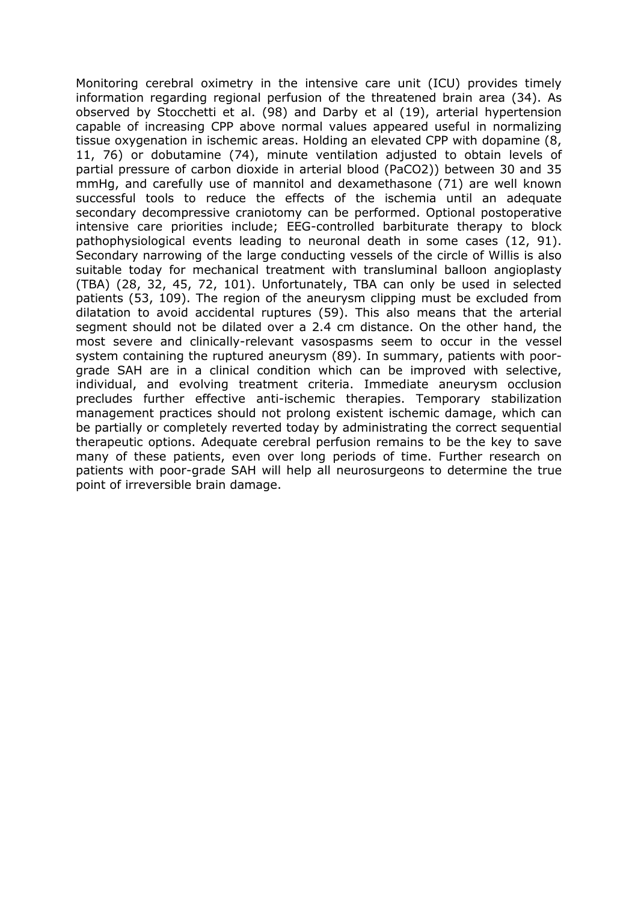Monitoring cerebral oximetry in the intensive care unit (ICU) provides timely information regarding regional perfusion of the threatened brain area (34). As observed by Stocchetti et al. (98) and Darby et al (19), arterial hypertension capable of increasing CPP above normal values appeared useful in normalizing tissue oxygenation in ischemic areas. Holding an elevated CPP with dopamine (8, 11, 76) or dobutamine (74), minute ventilation adjusted to obtain levels of partial pressure of carbon dioxide in arterial blood ($PaCO_2$)) between 30 and 35 mmHg, and carefully use of mannitol and dexamethasone (71) are well known successful tools to reduce the effects of the ischemia until an adequate secondary decompressive craniotomy can be performed. Optional postoperative intensive care priorities include; EEG-controlled barbiturate therapy to block pathophysiological events leading to neuronal death in some cases (12, 91). Secondary narrowing of the large conducting vessels of the circle of Willis is also suitable today for mechanical treatment with transluminal balloon angioplasty (TBA) (28, 32, 45, 72, 101). Unfortunately, TBA can only be used in selected patients (53, 109). The region of the aneurysm clipping must be excluded from dilatation to avoid accidental ruptures (59). This also means that the arterial segment should not be dilated over a 2.4 cm distance. On the other hand, the most severe and clinically-relevant vasospasms seem to occur in the vessel system containing the ruptured aneurysm (89). In summary, patients with poor-grade SAH are in a clinical condition which can be improved with selective, individual, and evolving treatment criteria. Immediate aneurysm occlusion precludes further effective anti-ischemic therapies. Temporary stabilization management practices should not prolong existent ischemic damage, which can be partially or completely reverted today by administrating the correct sequential therapeutic options. Adequate cerebral perfusion remains to be the key to save many of these patients, even over long periods of time. Further research on patients with poor-grade SAH will help all neurosurgeons to determine the true point of irreversible brain damage.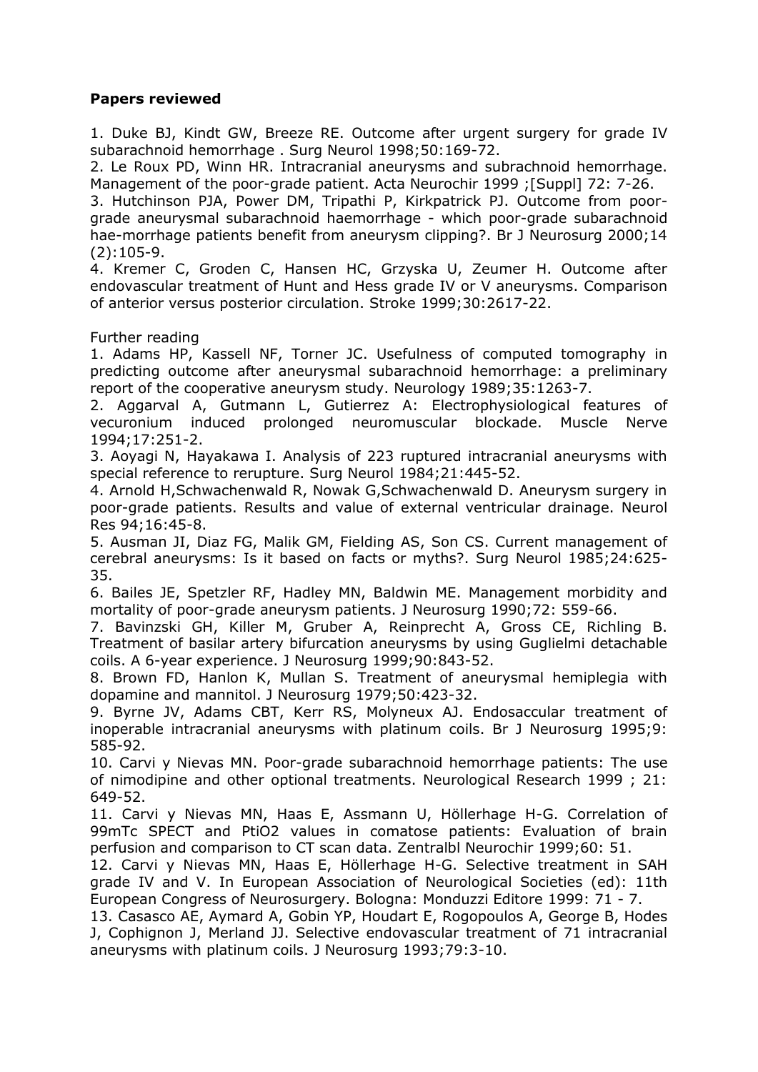**Papers reviewed**

1. Duke BJ, Kindt GW, Breeze RE. Outcome after urgent surgery for grade IV subarachnoid hemorrhage . Surg Neurol 1998;50:169-72.
2. Le Roux PD, Winn HR. Intracranial aneurysms and subrachnoid hemorrhage. Management of the poor-grade patient. Acta Neurochir 1999 ;[Suppl] 72: 7-26.
3. Hutchinson PJA, Power DM, Tripathi P, Kirkpatrick PJ. Outcome from poor-grade aneurysmal subarachnoid haemorrhage - which poor-grade subarachnoid hae-morrhage patients benefit from aneurysm clipping?. Br J Neurosurg 2000;14 (2):105-9.
4. Kremer C, Groden C, Hansen HC, Grzyska U, Zeumer H. Outcome after endovascular treatment of Hunt and Hess grade IV or V aneurysms. Comparison of anterior versus posterior circulation. Stroke 1999;30:2617-22.

Further reading

1. Adams HP, Kassell NF, Torner JC. Usefulness of computed tomography in predicting outcome after aneurysmal subarachnoid hemorrhage: a preliminary report of the cooperative aneurysm study. Neurology 1989;35:1263-7.
2. Aggarval A, Gutmann L, Gutierrez A: Electrophysiological features of vecuronium induced prolonged neuromuscular blockade. Muscle Nerve 1994;17:251-2.
3. Aoyagi N, Hayakawa I. Analysis of 223 ruptured intracranial aneurysms with special reference to rerupture. Surg Neurol 1984;21:445-52.
4. Arnold H,Schwachenwald R, Nowak G,Schwachenwald D. Aneurysm surgery in poor-grade patients. Results and value of external ventricular drainage. Neurol Res 94;16:45-8.
5. Ausman JI, Diaz FG, Malik GM, Fielding AS, Son CS. Current management of cerebral aneurysms: Is it based on facts or myths?. Surg Neurol 1985;24:625-35.
6. Bailes JE, Spetzler RF, Hadley MN, Baldwin ME. Management morbidity and mortality of poor-grade aneurysm patients. J Neurosurg 1990;72: 559-66.
7. Bavinzski GH, Killer M, Gruber A, Reinprecht A, Gross CE, Richling B. Treatment of basilar artery bifurcation aneurysms by using Guglielmi detachable coils. A 6-year experience. J Neurosurg 1999;90:843-52.
8. Brown FD, Hanlon K, Mullan S. Treatment of aneurysmal hemiplegia with dopamine and mannitol. J Neurosurg 1979;50:423-32.
9. Byrne JV, Adams CBT, Kerr RS, Molyneux AJ. Endosaccular treatment of inoperable intracranial aneurysms with platinum coils. Br J Neurosurg 1995;9: 585-92.
10. Carvi y Nievas MN. Poor-grade subarachnoid hemorrhage patients: The use of nimodipine and other optional treatments. Neurological Research 1999 ; 21: 649-52.
11. Carvi y Nievas MN, Haas E, Assmann U, Höllerhage H-G. Correlation of 99mTc SPECT and PtiO2 values in comatose patients: Evaluation of brain perfusion and comparison to CT scan data. Zentralbl Neurochir 1999;60: 51.
12. Carvi y Nievas MN, Haas E, Höllerhage H-G. Selective treatment in SAH grade IV and V. In European Association of Neurological Societies (ed): 11th European Congress of Neurosurgery. Bologna: Monduzzi Editore 1999: 71 - 7.
13. Casasco AE, Aymard A, Gobin YP, Houdart E, Rogopoulos A, George B, Hodes J, Cophignon J, Merland JJ. Selective endovascular treatment of 71 intracranial aneurysms with platinum coils. J Neurosurg 1993;79:3-10.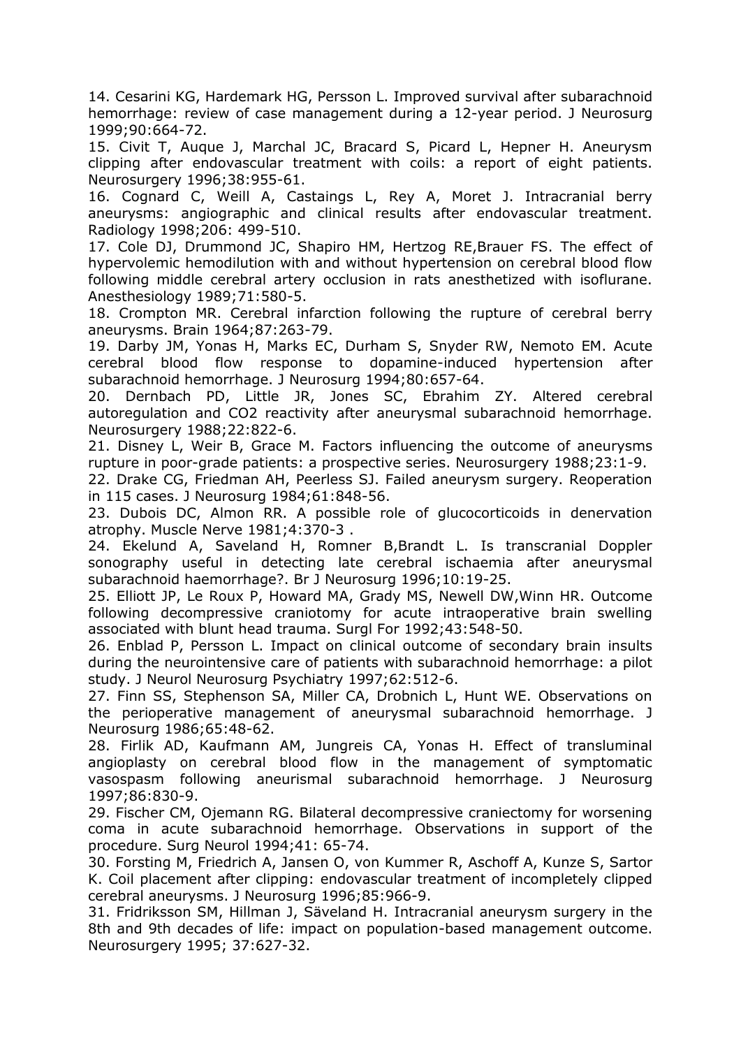14. Cesarini KG, Hardemark HG, Persson L. Improved survival after subarachnoid hemorrhage: review of case management during a 12-year period. J Neurosurg 1999;90:664-72.

15. Civit T, Auque J, Marchal JC, Bracard S, Picard L, Hepner H. Aneurysm clipping after endovascular treatment with coils: a report of eight patients. Neurosurgery 1996;38:955-61.

16. Cognard C, Weill A, Castaings L, Rey A, Moret J. Intracranial berry aneurysms: angiographic and clinical results after endovascular treatment. Radiology 1998;206: 499-510.

17. Cole DJ, Drummond JC, Shapiro HM, Hertzog RE,Brauer FS. The effect of hypervolemic hemodilution with and without hypertension on cerebral blood flow following middle cerebral artery occlusion in rats anesthetized with isoflurane. Anesthesiology 1989;71:580-5.

18. Crompton MR. Cerebral infarction following the rupture of cerebral berry aneurysms. Brain 1964;87:263-79.

19. Darby JM, Yonas H, Marks EC, Durham S, Snyder RW, Nemoto EM. Acute cerebral blood flow response to dopamine-induced hypertension after subarachnoid hemorrhage. J Neurosurg 1994;80:657-64.

20. Dernbach PD, Little JR, Jones SC, Ebrahim ZY. Altered cerebral autoregulation and CO2 reactivity after aneurysmal subarachnoid hemorrhage. Neurosurgery 1988;22:822-6.

21. Disney L, Weir B, Grace M. Factors influencing the outcome of aneurysms rupture in poor-grade patients: a prospective series. Neurosurgery 1988;23:1-9.

22. Drake CG, Friedman AH, Peerless SJ. Failed aneurysm surgery. Reoperation in 115 cases. J Neurosurg 1984;61:848-56.

23. Dubois DC, Almon RR. A possible role of glucocorticoids in denervation atrophy. Muscle Nerve 1981;4:370-3 .

24. Ekelund A, Saveland H, Romner B,Brandt L. Is transcranial Doppler sonography useful in detecting late cerebral ischaemia after aneurysmal subarachnoid haemorrhage?. Br J Neurosurg 1996;10:19-25.

25. Elliott JP, Le Roux P, Howard MA, Grady MS, Newell DW,Winn HR. Outcome following decompressive craniotomy for acute intraoperative brain swelling associated with blunt head trauma. Surgl For 1992;43:548-50.

26. Enblad P, Persson L. Impact on clinical outcome of secondary brain insults during the neurointensive care of patients with subarachnoid hemorrhage: a pilot study. J Neurol Neurosurg Psychiatry 1997;62:512-6.

27. Finn SS, Stephenson SA, Miller CA, Drobnich L, Hunt WE. Observations on the perioperative management of aneurysmal subarachnoid hemorrhage. J Neurosurg 1986;65:48-62.

28. Firlik AD, Kaufmann AM, Jungreis CA, Yonas H. Effect of transluminal angioplasty on cerebral blood flow in the management of symptomatic vasospasm following aneurismal subarachnoid hemorrhage. J Neurosurg 1997;86:830-9.

29. Fischer CM, Ojemann RG. Bilateral decompressive craniectomy for worsening coma in acute subarachnoid hemorrhage. Observations in support of the procedure. Surg Neurol 1994;41: 65-74.

30. Forsting M, Friedrich A, Jansen O, von Kummer R, Aschoff A, Kunze S, Sartor K. Coil placement after clipping: endovascular treatment of incompletely clipped cerebral aneurysms. J Neurosurg 1996;85:966-9.

31. Fridriksson SM, Hillman J, Säveland H. Intracranial aneurysm surgery in the 8th and 9th decades of life: impact on population-based management outcome. Neurosurgery 1995; 37:627-32.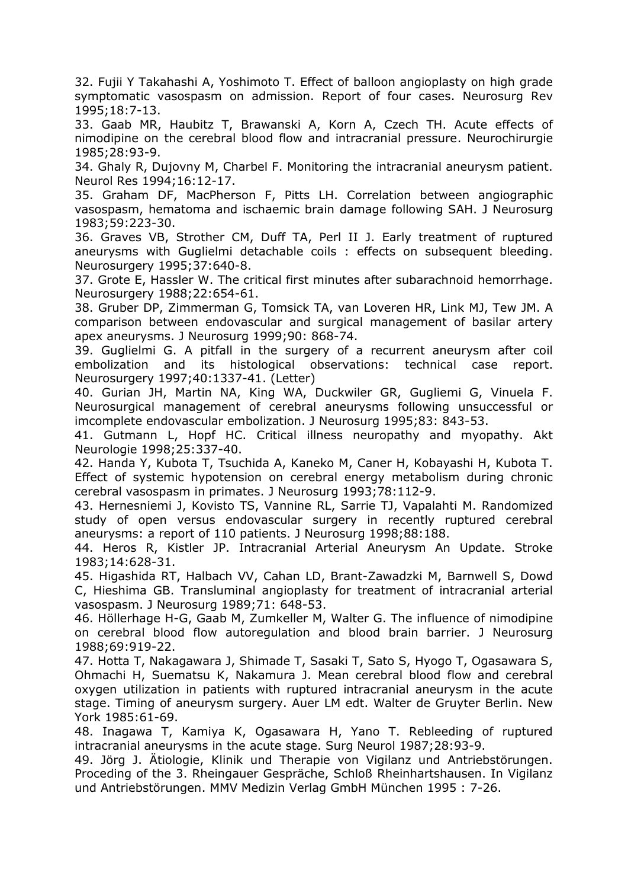32. Fujii Y Takahashi A, Yoshimoto T. Effect of balloon angioplasty on high grade symptomatic vasospasm on admission. Report of four cases. Neurosurg Rev 1995;18:7-13.

33. Gaab MR, Haubitz T, Brawanski A, Korn A, Czech TH. Acute effects of nimodipine on the cerebral blood flow and intracranial pressure. Neurochirurgie 1985;28:93-9.

34. Ghaly R, Dujovny M, Charbel F. Monitoring the intracranial aneurysm patient. Neurol Res 1994;16:12-17.

35. Graham DF, MacPherson F, Pitts LH. Correlation between angiographic vasospasm, hematoma and ischaemic brain damage following SAH. J Neurosurg 1983;59:223-30.

36. Graves VB, Strother CM, Duff TA, Perl II J. Early treatment of ruptured aneurysms with Guglielmi detachable coils : effects on subsequent bleeding. Neurosurgery 1995;37:640-8.

37. Grote E, Hassler W. The critical first minutes after subarachnoid hemorrhage. Neurosurgery 1988;22:654-61.

38. Gruber DP, Zimmerman G, Tomsick TA, van Loveren HR, Link MJ, Tew JM. A comparison between endovascular and surgical management of basilar artery apex aneurysms. J Neurosurg 1999;90: 868-74.

39. Guglielmi G. A pitfall in the surgery of a recurrent aneurysm after coil embolization and its histological observations: technical case report. Neurosurgery 1997;40:1337-41. (Letter)

40. Gurian JH, Martin NA, King WA, Duckwiler GR, Gugliemi G, Vinuela F. Neurosurgical management of cerebral aneurysms following unsuccessful or imcomplete endovascular embolization. J Neurosurg 1995;83: 843-53.

41. Gutmann L, Hopf HC. Critical illness neuropathy and myopathy. Akt Neurologie 1998;25:337-40.

42. Handa Y, Kubota T, Tsuchida A, Kaneko M, Caner H, Kobayashi H, Kubota T. Effect of systemic hypotension on cerebral energy metabolism during chronic cerebral vasospasm in primates. J Neurosurg 1993;78:112-9.

43. Hernesniemi J, Kovisto TS, Vannine RL, Sarrie TJ, Vapalahti M. Randomized study of open versus endovascular surgery in recently ruptured cerebral aneurysms: a report of 110 patients. J Neurosurg 1998;88:188.

44. Heros R, Kistler JP. Intracranial Arterial Aneurysm An Update. Stroke 1983;14:628-31.

45. Higashida RT, Halbach VV, Cahan LD, Brant-Zawadzki M, Barnwell S, Dowd C, Hieshima GB. Transluminal angioplasty for treatment of intracranial arterial vasospasm. J Neurosurg 1989;71: 648-53.

46. Höllerhage H-G, Gaab M, Zumkeller M, Walter G. The influence of nimodipine on cerebral blood flow autoregulation and blood brain barrier. J Neurosurg 1988;69:919-22.

47. Hotta T, Nakagawara J, Shimade T, Sasaki T, Sato S, Hyogo T, Ogasawara S, Ohmachi H, Suematsu K, Nakamura J. Mean cerebral blood flow and cerebral oxygen utilization in patients with ruptured intracranial aneurysm in the acute stage. Timing of aneurysm surgery. Auer LM edt. Walter de Gruyter Berlin. New York 1985:61-69.

48. Inagawa T, Kamiya K, Ogasawara H, Yano T. Rebleeding of ruptured intracranial aneurysms in the acute stage. Surg Neurol 1987;28:93-9.

49. Jörg J. Ätiologie, Klinik und Therapie von Vigilanz und Antriebstörungen. Proceding of the 3. Rheingauer Gespräche, Schloß Rheinhartshausen. In Vigilanz und Antriebstörungen. MMV Medizin Verlag GmbH München 1995 : 7-26.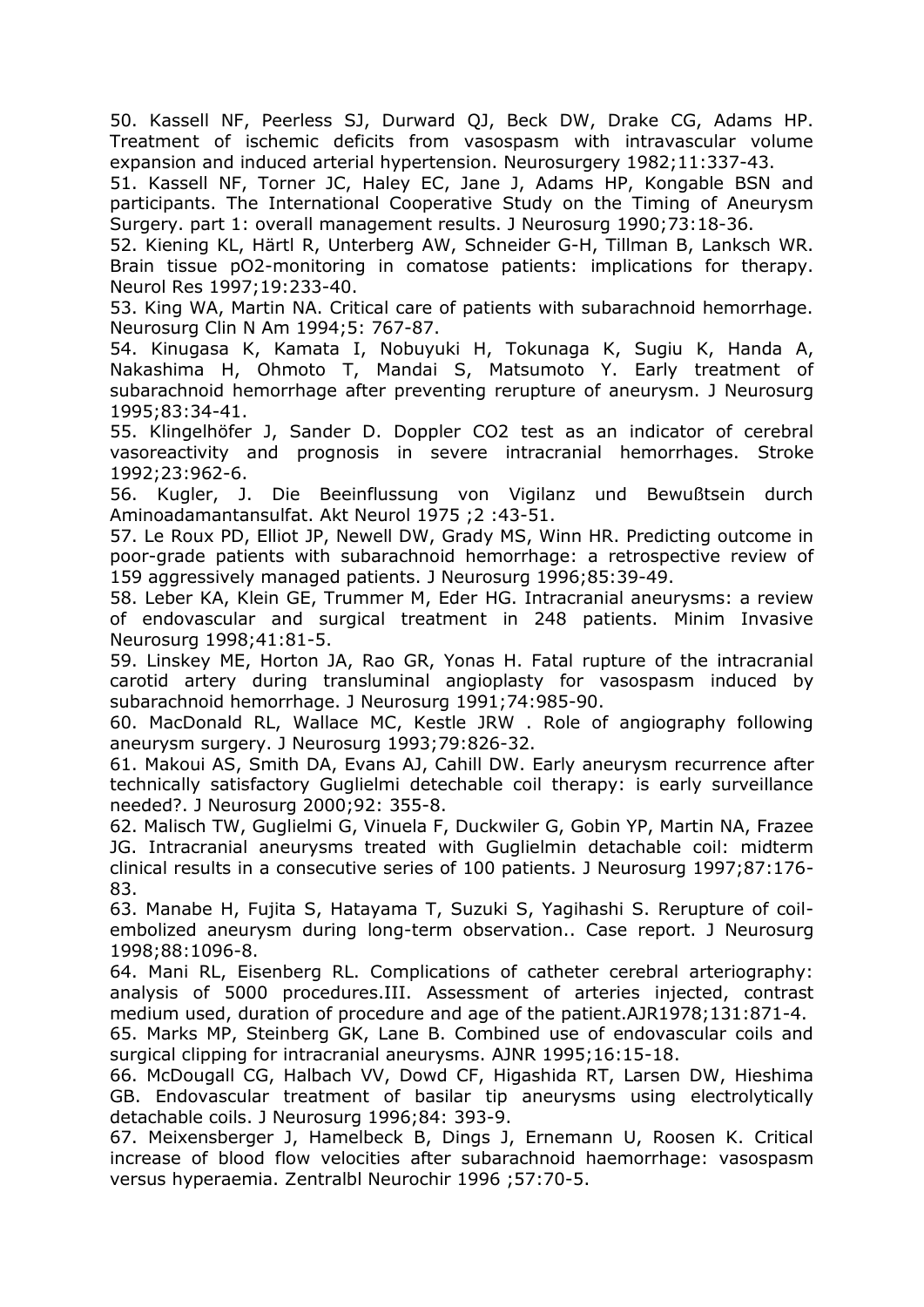50. Kassell NF, Peerless SJ, Durward QJ, Beck DW, Drake CG, Adams HP. Treatment of ischemic deficits from vasospasm with intravascular volume expansion and induced arterial hypertension. Neurosurgery 1982;11:337-43.

51. Kassell NF, Torner JC, Haley EC, Jane J, Adams HP, Kongable BSN and participants. The International Cooperative Study on the Timing of Aneurysm Surgery. part 1: overall management results. J Neurosurg 1990;73:18-36.

52. Kiening KL, Härtl R, Unterberg AW, Schneider G-H, Tillman B, Lanksch WR. Brain tissue pO2-monitoring in comatose patients: implications for therapy. Neurol Res 1997;19:233-40.

53. King WA, Martin NA. Critical care of patients with subarachnoid hemorrhage. Neurosurg Clin N Am 1994;5: 767-87.

54. Kinugasa K, Kamata I, Nobuyuki H, Tokunaga K, Sugiu K, Handa A, Nakashima H, Ohmoto T, Mandai S, Matsumoto Y. Early treatment of subarachnoid hemorrhage after preventing rerupture of aneurysm. J Neurosurg 1995;83:34-41.

55. Klingelhöfer J, Sander D. Doppler CO2 test as an indicator of cerebral vasoreactivity and prognosis in severe intracranial hemorrhages. Stroke 1992;23:962-6.

56. Kugler, J. Die Beeinflussung von Vigilanz und Bewußtsein durch Aminoadamantansulfat. Akt Neurol 1975 ;2 :43-51.

57. Le Roux PD, Elliot JP, Newell DW, Grady MS, Winn HR. Predicting outcome in poor-grade patients with subarachnoid hemorrhage: a retrospective review of 159 aggressively managed patients. J Neurosurg 1996;85:39-49.

58. Leber KA, Klein GE, Trummer M, Eder HG. Intracranial aneurysms: a review of endovascular and surgical treatment in 248 patients. Minim Invasive Neurosurg 1998;41:81-5.

59. Linskey ME, Horton JA, Rao GR, Yonas H. Fatal rupture of the intracranial carotid artery during transluminal angioplasty for vasospasm induced by subarachnoid hemorrhage. J Neurosurg 1991;74:985-90.

60. MacDonald RL, Wallace MC, Kestle JRW . Role of angiography following aneurysm surgery. J Neurosurg 1993;79:826-32.

61. Makoui AS, Smith DA, Evans AJ, Cahill DW. Early aneurysm recurrence after technically satisfactory Guglielmi detachable coil therapy: is early surveillance needed?. J Neurosurg 2000;92: 355-8.

62. Malisch TW, Guglielmi G, Vinuela F, Duckwiler G, Gobin YP, Martin NA, Frazee JG. Intracranial aneurysms treated with Guglielmin detachable coil: midterm clinical results in a consecutive series of 100 patients. J Neurosurg 1997;87:176-83.

63. Manabe H, Fujita S, Hatayama T, Suzuki S, Yagihashi S. Rerupture of coil-embolized aneurysm during long-term observation.. Case report. J Neurosurg 1998;88:1096-8.

64. Mani RL, Eisenberg RL. Complications of catheter cerebral arteriography: analysis of 5000 procedures.III. Assessment of arteries injected, contrast medium used, duration of procedure and age of the patient.AJR1978;131:871-4.

65. Marks MP, Steinberg GK, Lane B. Combined use of endovascular coils and surgical clipping for intracranial aneurysms. AJNR 1995;16:15-18.

66. McDougall CG, Halbach VV, Dowd CF, Higashida RT, Larsen DW, Hieshima GB. Endovascular treatment of basilar tip aneurysms using electrolytically detachable coils. J Neurosurg 1996;84: 393-9.

67. Meixensberger J, Hamelbeck B, Dings J, Ernemann U, Roosen K. Critical increase of blood flow velocities after subarachnoid haemorrhage: vasospasm versus hyperaemia. Zentralbl Neurochir 1996 ;57:70-5.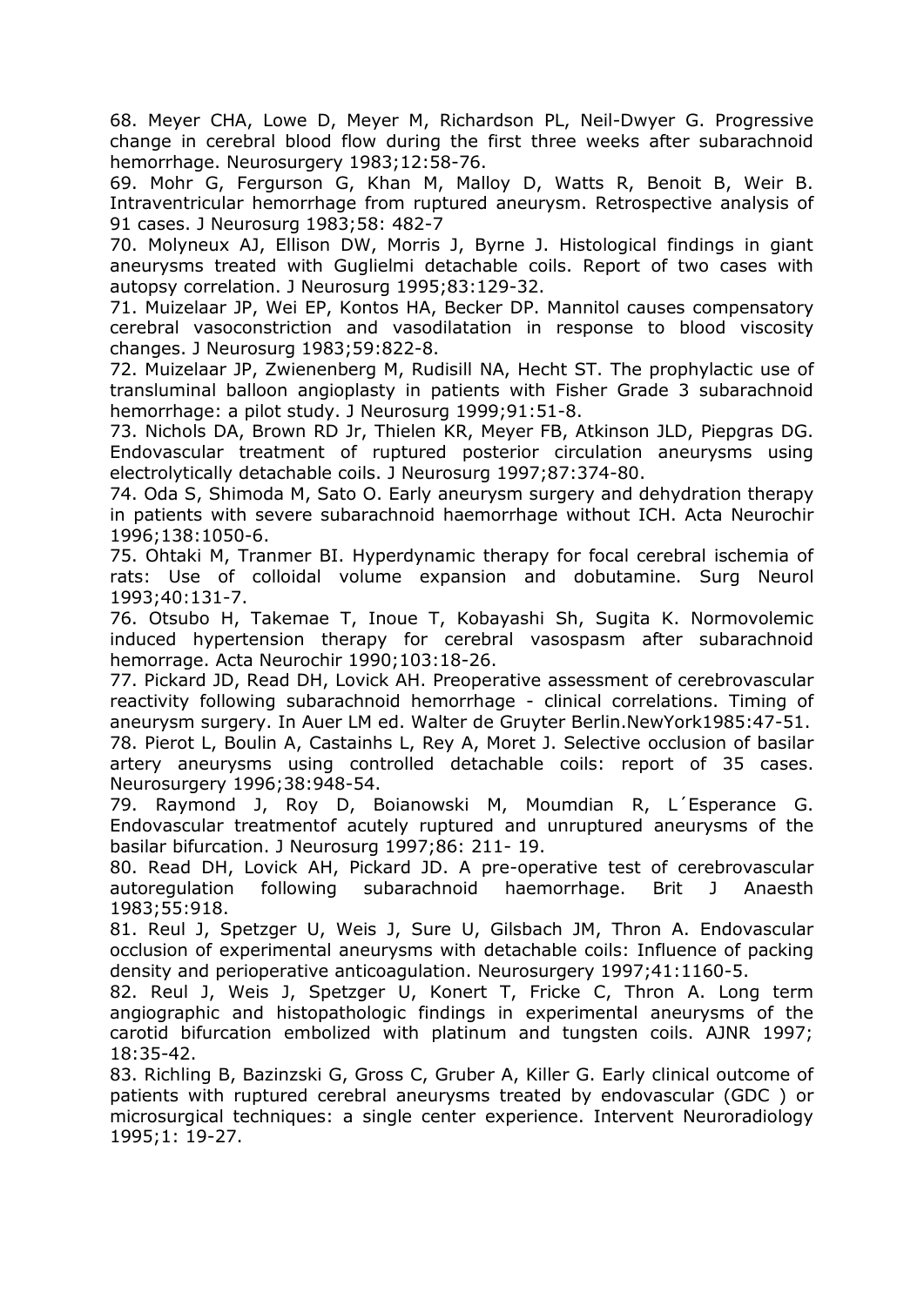68. Meyer CHA, Lowe D, Meyer M, Richardson PL, Neil-Dwyer G. Progressive change in cerebral blood flow during the first three weeks after subarachnoid hemorrhage. Neurosurgery 1983;12:58-76.

69. Mohr G, Fergurson G, Khan M, Malloy D, Watts R, Benoit B, Weir B. Intraventricular hemorrhage from ruptured aneurysm. Retrospective analysis of 91 cases. J Neurosurg 1983;58: 482-7

70. Molyneux AJ, Ellison DW, Morris J, Byrne J. Histological findings in giant aneurysms treated with Guglielmi detachable coils. Report of two cases with autopsy correlation. J Neurosurg 1995;83:129-32.

71. Muizelaar JP, Wei EP, Kontos HA, Becker DP. Mannitol causes compensatory cerebral vasoconstriction and vasodilatation in response to blood viscosity changes. J Neurosurg 1983;59:822-8.

72. Muizelaar JP, Zwienenberg M, Rudisill NA, Hecht ST. The prophylactic use of transluminal balloon angioplasty in patients with Fisher Grade 3 subarachnoid hemorrhage: a pilot study. J Neurosurg 1999;91:51-8.

73. Nichols DA, Brown RD Jr, Thielen KR, Meyer FB, Atkinson JLD, Piepgras DG. Endovascular treatment of ruptured posterior circulation aneurysms using electrolytically detachable coils. J Neurosurg 1997;87:374-80.

74. Oda S, Shimoda M, Sato O. Early aneurysm surgery and dehydration therapy in patients with severe subarachnoid haemorrhage without ICH. Acta Neurochir 1996;138:1050-6.

75. Ohtaki M, Tranmer BI. Hyperdynamic therapy for focal cerebral ischemia of rats: Use of colloidal volume expansion and dobutamine. Surg Neurol 1993;40:131-7.

76. Otsubo H, Takemae T, Inoue T, Kobayashi Sh, Sugita K. Normovolemic induced hypertension therapy for cerebral vasospasm after subarachnoid hemorrage. Acta Neurochir 1990;103:18-26.

77. Pickard JD, Read DH, Lovick AH. Preoperative assessment of cerebrovascular reactivity following subarachnoid hemorrhage - clinical correlations. Timing of aneurysm surgery. In Auer LM ed. Walter de Gruyter Berlin.NewYork1985:47-51.

78. Pierot L, Boulin A, Castainhs L, Rey A, Moret J. Selective occlusion of basilar artery aneurysms using controlled detachable coils: report of 35 cases. Neurosurgery 1996;38:948-54.

79. Raymond J, Roy D, Boianowski M, Moumdian R, L´Esperance G. Endovascular treatmentof acutely ruptured and unruptured aneurysms of the basilar bifurcation. J Neurosurg 1997;86: 211- 19.

80. Read DH, Lovick AH, Pickard JD. A pre-operative test of cerebrovascular autoregulation following subarachnoid haemorrhage. Brit J Anaesth 1983;55:918.

81. Reul J, Spetzger U, Weis J, Sure U, Gilsbach JM, Thron A. Endovascular occlusion of experimental aneurysms with detachable coils: Influence of packing density and perioperative anticoagulation. Neurosurgery 1997;41:1160-5.

82. Reul J, Weis J, Spetzger U, Konert T, Fricke C, Thron A. Long term angiographic and histopathologic findings in experimental aneurysms of the carotid bifurcation embolized with platinum and tungsten coils. AJNR 1997; 18:35-42.

83. Richling B, Bazinzski G, Gross C, Gruber A, Killer G. Early clinical outcome of patients with ruptured cerebral aneurysms treated by endovascular (GDC ) or microsurgical techniques: a single center experience. Intervent Neuroradiology 1995;1: 19-27.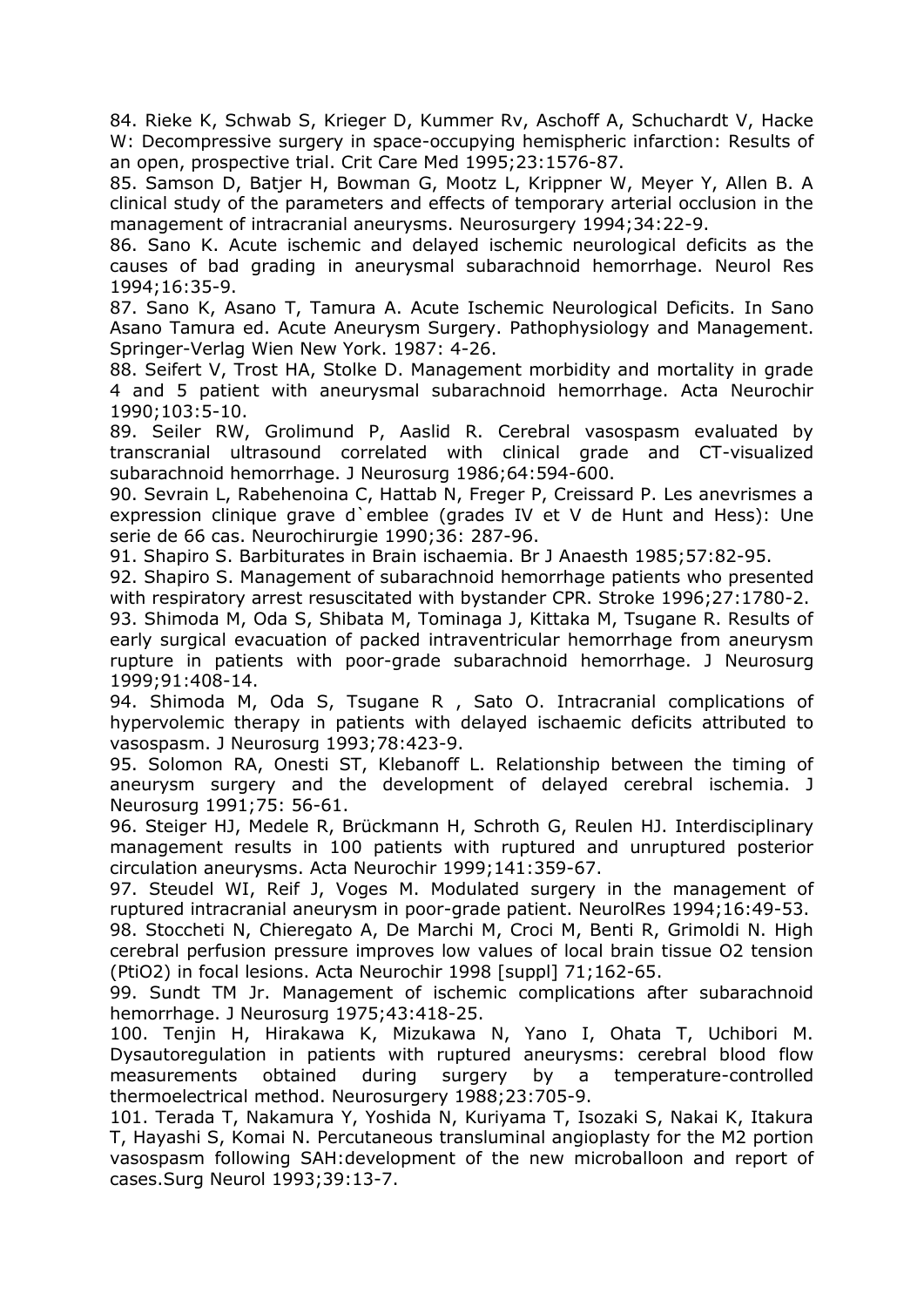84. Rieke K, Schwab S, Krieger D, Kummer Rv, Aschoff A, Schuchardt V, Hacke W: Decompressive surgery in space-occupying hemispheric infarction: Results of an open, prospective trial. Crit Care Med 1995;23:1576-87.

85. Samson D, Batjer H, Bowman G, Mootz L, Krippner W, Meyer Y, Allen B. A clinical study of the parameters and effects of temporary arterial occlusion in the management of intracranial aneurysms. Neurosurgery 1994;34:22-9.

86. Sano K. Acute ischemic and delayed ischemic neurological deficits as the causes of bad grading in aneurysmal subarachnoid hemorrhage. Neurol Res 1994;16:35-9.

87. Sano K, Asano T, Tamura A. Acute Ischemic Neurological Deficits. In Sano Asano Tamura ed. Acute Aneurysm Surgery. Pathophysiology and Management. Springer-Verlag Wien New York. 1987: 4-26.

88. Seifert V, Trost HA, Stolke D. Management morbidity and mortality in grade 4 and 5 patient with aneurysmal subarachnoid hemorrhage. Acta Neurochir 1990;103:5-10.

89. Seiler RW, Grolimund P, Aaslid R. Cerebral vasospasm evaluated by transcranial ultrasound correlated with clinical grade and CT-visualized subarachnoid hemorrhage. J Neurosurg 1986;64:594-600.

90. Sevrain L, Rabehenoina C, Hattab N, Freger P, Creissard P. Les anevrismes a expression clinique grave d`emblee (grades IV et V de Hunt and Hess): Une serie de 66 cas. Neurochirurgie 1990;36: 287-96.

91. Shapiro S. Barbiturates in Brain ischaemia. Br J Anaesth 1985;57:82-95.

92. Shapiro S. Management of subarachnoid hemorrhage patients who presented with respiratory arrest resuscitated with bystander CPR. Stroke 1996;27:1780-2.

93. Shimoda M, Oda S, Shibata M, Tominaga J, Kittaka M, Tsugane R. Results of early surgical evacuation of packed intraventricular hemorrhage from aneurysm rupture in patients with poor-grade subarachnoid hemorrhage. J Neurosurg 1999;91:408-14.

94. Shimoda M, Oda S, Tsugane R , Sato O. Intracranial complications of hypervolemic therapy in patients with delayed ischaemic deficits attributed to vasospasm. J Neurosurg 1993;78:423-9.

95. Solomon RA, Onesti ST, Klebanoff L. Relationship between the timing of aneurysm surgery and the development of delayed cerebral ischemia. J Neurosurg 1991;75: 56-61.

96. Steiger HJ, Medele R, Brückmann H, Schroth G, Reulen HJ. Interdisciplinary management results in 100 patients with ruptured and unruptured posterior circulation aneurysms. Acta Neurochir 1999;141:359-67.

97. Steudel WI, Reif J, Voges M. Modulated surgery in the management of ruptured intracranial aneurysm in poor-grade patient. NeurolRes 1994;16:49-53.

98. Stoccheti N, Chieregato A, De Marchi M, Croci M, Benti R, Grimoldi N. High cerebral perfusion pressure improves low values of local brain tissue O2 tension (PtiO2) in focal lesions. Acta Neurochir 1998 [suppl] 71;162-65.

99. Sundt TM Jr. Management of ischemic complications after subarachnoid hemorrhage. J Neurosurg 1975;43:418-25.

100. Tenjin H, Hirakawa K, Mizukawa N, Yano I, Ohata T, Uchibori M. Dysautoregulation in patients with ruptured aneurysms: cerebral blood flow measurements obtained during surgery by a temperature-controlled thermoelectrical method. Neurosurgery 1988;23:705-9.

101. Terada T, Nakamura Y, Yoshida N, Kuriyama T, Isozaki S, Nakai K, Itakura T, Hayashi S, Komai N. Percutaneous transluminal angioplasty for the M2 portion vasospasm following SAH:development of the new microballoon and report of cases.Surg Neurol 1993;39:13-7.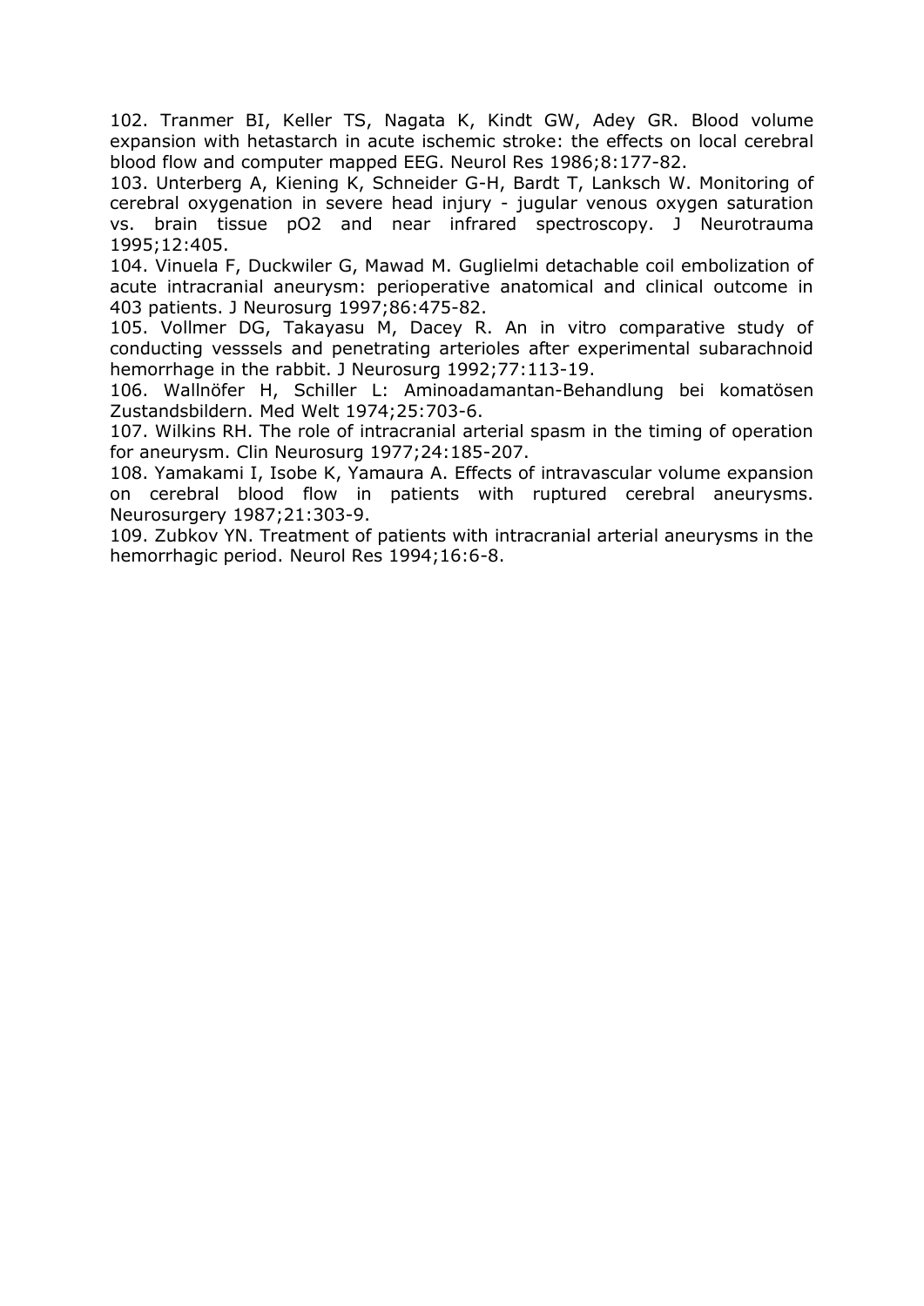102. Tranmer BI, Keller TS, Nagata K, Kindt GW, Adey GR. Blood volume expansion with hetastarch in acute ischemic stroke: the effects on local cerebral blood flow and computer mapped EEG. Neurol Res 1986;8:177-82.

103. Unterberg A, Kiening K, Schneider G-H, Bardt T, Lanksch W. Monitoring of cerebral oxygenation in severe head injury - jugular venous oxygen saturation vs. brain tissue pO2 and near infrared spectroscopy. J Neurotrauma 1995;12:405.

104. Vinuela F, Duckwiler G, Mawad M. Guglielmi detachable coil embolization of acute intracranial aneurysm: perioperative anatomical and clinical outcome in 403 patients. J Neurosurg 1997;86:475-82.

105. Vollmer DG, Takayasu M, Dacey R. An in vitro comparative study of conducting vesssels and penetrating arterioles after experimental subarachnoid hemorrhage in the rabbit. J Neurosurg 1992;77:113-19.

106. Wallnöfer H, Schiller L: Aminoadamantan-Behandlung bei komatösen Zustandsbildern. Med Welt 1974;25:703-6.

107. Wilkins RH. The role of intracranial arterial spasm in the timing of operation for aneurysm. Clin Neurosurg 1977;24:185-207.

108. Yamakami I, Isobe K, Yamaura A. Effects of intravascular volume expansion on cerebral blood flow in patients with ruptured cerebral aneurysms. Neurosurgery 1987;21:303-9.

109. Zubkov YN. Treatment of patients with intracranial arterial aneurysms in the hemorrhagic period. Neurol Res 1994;16:6-8.